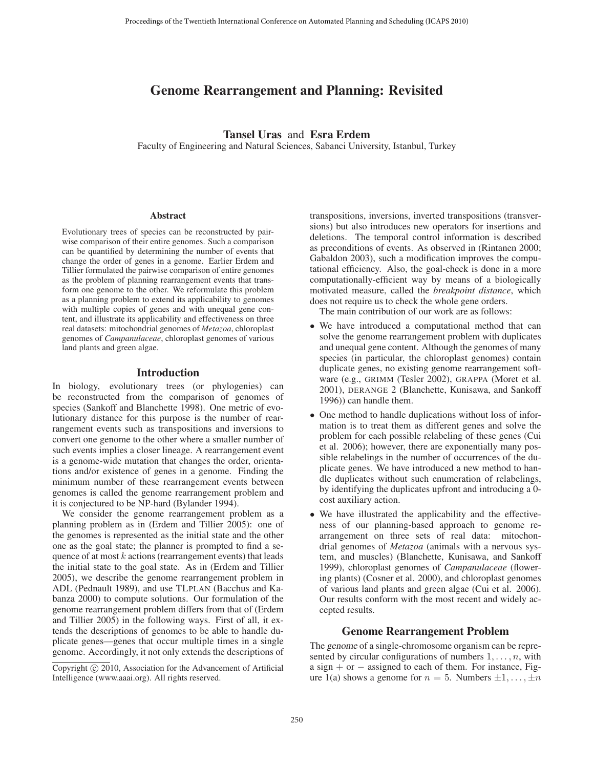# Genome Rearrangement and Planning: Revisited

**Tansel Uras** and **Esra Erdem**

Faculty of Engineering and Natural Sciences, Sabanci University, Istanbul, Turkey

## Abstract

Evolutionary trees of species can be reconstructed by pairwise comparison of their entire genomes. Such a comparison can be quantified by determining the number of events that change the order of genes in a genome. Earlier Erdem and Tillier formulated the pairwise comparison of entire genomes as the problem of planning rearrangement events that transform one genome to the other. We reformulate this problem as a planning problem to extend its applicability to genomes with multiple copies of genes and with unequal gene content, and illustrate its applicability and effectiveness on three real datasets: mitochondrial genomes of *Metazoa*, chloroplast genomes of *Campanulaceae*, chloroplast genomes of various land plants and green algae.

## Introduction

In biology, evolutionary trees (or phylogenies) can be reconstructed from the comparison of genomes of species (Sankoff and Blanchette 1998). One metric of evolutionary distance for this purpose is the number of rearrangement events such as transpositions and inversions to convert one genome to the other where a smaller number of such events implies a closer lineage. A rearrangement event is a genome-wide mutation that changes the order, orientations and/or existence of genes in a genome. Finding the minimum number of these rearrangement events between genomes is called the genome rearrangement problem and it is conjectured to be NP-hard (Bylander 1994).

We consider the genome rearrangement problem as a planning problem as in (Erdem and Tillier 2005): one of the genomes is represented as the initial state and the other one as the goal state; the planner is prompted to find a sequence of at most $k$ actions (rearrangement events) that leads the initial state to the goal state. As in (Erdem and Tillier 2005), we describe the genome rearrangement problem in ADL (Pednault 1989), and use TLPLAN (Bacchus and Kabanza 2000) to compute solutions. Our formulation of the genome rearrangement problem differs from that of (Erdem and Tillier 2005) in the following ways. First of all, it extends the descriptions of genomes to be able to handle duplicate genes—genes that occur multiple times in a single genome. Accordingly, it not only extends the descriptions of transpositions, inversions, inverted transpositions (transversions) but also introduces new operators for insertions and deletions. The temporal control information is described as preconditions of events. As observed in (Rintanen 2000; Gabaldon 2003), such a modification improves the computational efficiency. Also, the goal-check is done in a more computationally-efficient way by means of a biologically motivated measure, called the *breakpoint distance*, which does not require us to check the whole gene orders.

The main contribution of our work are as follows:

- We have introduced a computational method that can solve the genome rearrangement problem with duplicates and unequal gene content. Although the genomes of many species (in particular, the chloroplast genomes) contain duplicate genes, no existing genome rearrangement software (e.g., GRIMM (Tesler 2002), GRAPPA (Moret et al. 2001), DERANGE 2 (Blanchette, Kunisawa, and Sankoff 1996)) can handle them.
- One method to handle duplications without loss of information is to treat them as different genes and solve the problem for each possible relabeling of these genes (Cui et al. 2006); however, there are exponentially many possible relabelings in the number of occurrences of the duplicate genes. We have introduced a new method to handle duplicates without such enumeration of relabelings, by identifying the duplicates upfront and introducing a 0-cost auxiliary action.
- We have illustrated the applicability and the effectiveness of our planning-based approach to genome rearrangement on three sets of real data: mitochondrial genomes of *Metazoa* (animals with a nervous system, and muscles) (Blanchette, Kunisawa, and Sankoff 1999), chloroplast genomes of *Campanulaceae* (flowering plants) (Cosner et al. 2000), and chloroplast genomes of various land plants and green algae (Cui et al. 2006). Our results conform with the most recent and widely accepted results.

## Genome Rearrangement Problem

The *genome* of a single-chromosome organism can be represented by circular configurations of numbers $1, \ldots, n$, with a sign $+$ or $-$ assigned to each of them. For instance, Figure 1(a) shows a genome for $n = 5$. Numbers $\pm 1, \ldots, \pm n$

Copyright © 2010, Association for the Advancement of Artificial Intelligence (www.aaai.org). All rights reserved.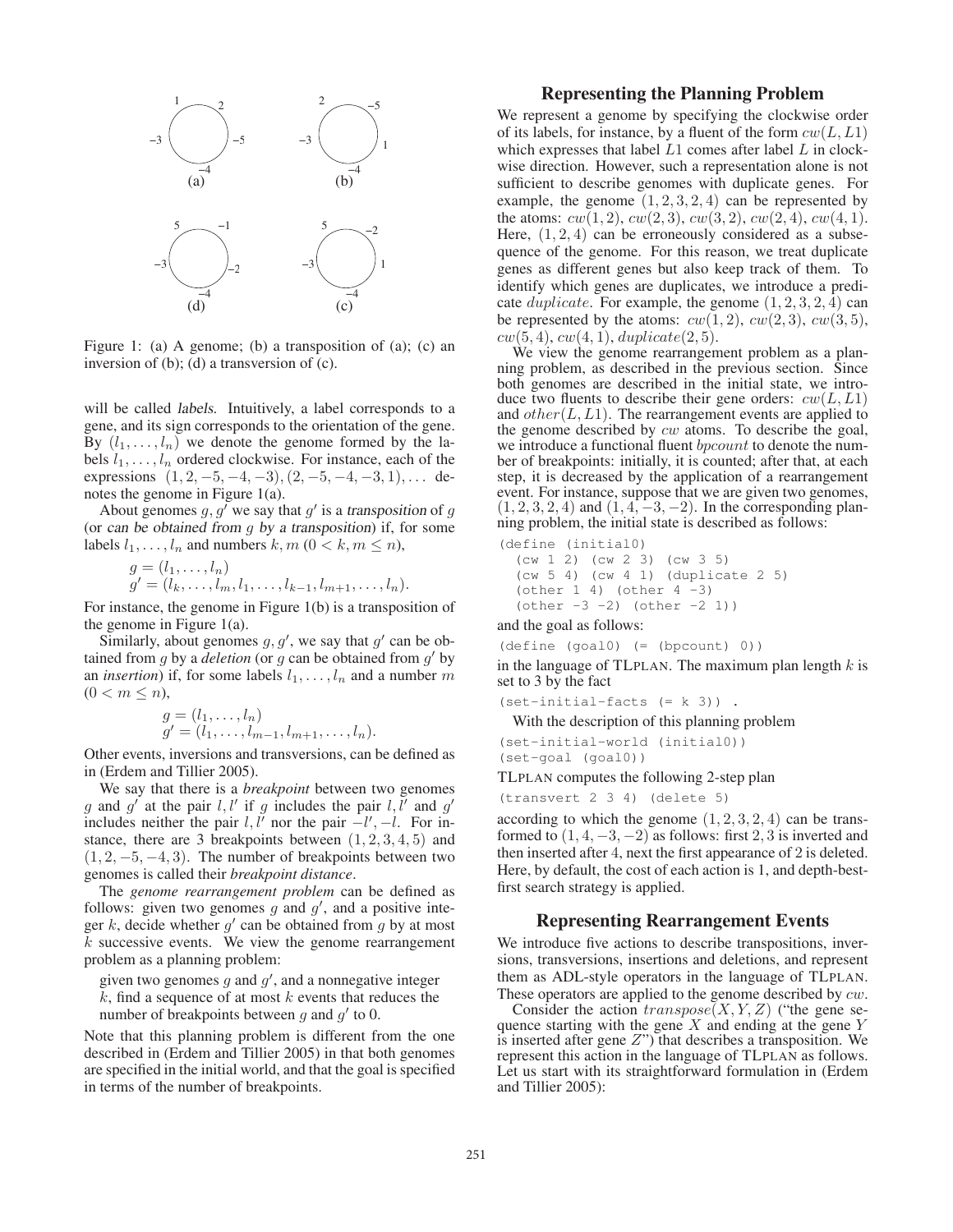Figure 1: (a) A genome; (b) a transposition of (a); (c) an inversion of (b); (d) a transversion of (c).

will be called *labels*. Intuitively, a label corresponds to a gene, and its sign corresponds to the orientation of the gene. By $(l_1, \ldots, l_n)$ we denote the genome formed by the labels $l_1, \ldots, l_n$ ordered clockwise. For instance, each of the expressions $(1, 2, -5, -4, -3), (2, -5, -4, -3, 1), \ldots$ denotes the genome in Figure 1(a).

About genomes $g, g'$ we say that $g'$ is a *transposition* of $g$ (or *can be obtained from* $g$ *by a transposition*) if, for some labels $l_1, \ldots, l_n$ and numbers $k, m$ $(0 < k, m \leq n)$,

$$g = (l_1, \ldots, l_n)$$
$$g' = (l_k, \ldots, l_m, l_1, \ldots, l_{k-1}, l_{m+1}, \ldots, l_n).$$

For instance, the genome in Figure 1(b) is a transposition of the genome in Figure 1(a).

Similarly, about genomes $g, g'$, we say that $g'$ can be obtained from $g$ by a *deletion* (or $g$ can be obtained from $g'$ by an *insertion*) if, for some labels $l_1, \ldots, l_n$ and a number $m$ $(0 < m \leq n)$,

$$g = (l_1, \ldots, l_n)$$
$$g' = (l_1, \ldots, l_{m-1}, l_{m+1}, \ldots, l_n).$$

Other events, inversions and transversions, can be defined as in (Erdem and Tillier 2005).

We say that there is a *breakpoint* between two genomes $g$ and $g'$ at the pair $l, l'$ if $g$ includes the pair $l, l'$ and $g'$ includes neither the pair $l, l'$ nor the pair $-l', -l$. For instance, there are 3 breakpoints between $(1, 2, 3, 4, 5)$ and $(1, 2, -5, -4, 3)$. The number of breakpoints between two genomes is called their *breakpoint distance*.

The *genome rearrangement problem* can be defined as follows: given two genomes $g$ and $g'$, and a positive integer $k$, decide whether $g'$ can be obtained from $g$ by at most $k$ successive events. We view the genome rearrangement problem as a planning problem:

given two genomes $g$ and $g'$, and a nonnegative integer $k$, find a sequence of at most $k$ events that reduces the number of breakpoints between $g$ and $g'$ to 0.

Note that this planning problem is different from the one described in (Erdem and Tillier 2005) in that both genomes are specified in the initial world, and that the goal is specified in terms of the number of breakpoints.

## Representing the Planning Problem

We represent a genome by specifying the clockwise order of its labels, for instance, by a fluent of the form $cw(L, L1)$ which expresses that label $L1$ comes after label $L$ in clockwise direction. However, such a representation alone is not sufficient to describe genomes with duplicate genes. For example, the genome $(1, 2, 3, 2, 4)$ can be represented by the atoms: $cw(1, 2)$, $cw(2, 3)$, $cw(3, 2)$, $cw(2, 4)$, $cw(4, 1)$. Here, $(1, 2, 4)$ can be erroneously considered as a subsequence of the genome. For this reason, we treat duplicate genes as different genes but also keep track of them. To identify which genes are duplicates, we introduce a predicate *duplicate*. For example, the genome $(1, 2, 3, 2, 4)$ can be represented by the atoms: $cw(1, 2)$, $cw(2, 3)$, $cw(3, 5)$, $cw(5, 4)$, $cw(4, 1)$, $duplicate(2, 5)$.

We view the genome rearrangement problem as a planning problem, as described in the previous section. Since both genomes are described in the initial state, we introduce two fluents to describe their gene orders: $cw(L, L1)$ and $other(L, L1)$. The rearrangement events are applied to the genome described by $cw$ atoms. To describe the goal, we introduce a functional fluent $bpcount$ to denote the number of breakpoints: initially, it is counted; after that, at each step, it is decreased by the application of a rearrangement event. For instance, suppose that we are given two genomes, $(1, 2, 3, 2, 4)$ and $(1, 4, -3, -2)$. In the corresponding planning problem, the initial state is described as follows:

```
(define (initial0)
  (cw 1 2) (cw 2 3) (cw 3 5)
  (cw 5 4) (cw 4 1) (duplicate 2 5)
  (other 1 4) (other 4 -3)
  (other -3 -2) (other -2 1))
```

and the goal as follows:

```
(define (goal0) (= (bpcount) 0))
```

in the language of TLPLAN. The maximum plan length $k$ is set to 3 by the fact

```
(set-initial-facts (= k 3)) .
```

With the description of this planning problem

```
(set-initial-world (initial0))
(set-goal (goal0))
```

TLPLAN computes the following 2-step plan

```
(transvert 2 3 4) (delete 5)
```

according to which the genome $(1, 2, 3, 2, 4)$ can be transformed to $(1, 4, -3, -2)$ as follows: first 2, 3 is inverted and then inserted after 4, next the first appearance of 2 is deleted. Here, by default, the cost of each action is 1, and depth-best-first search strategy is applied.

## Representing Rearrangement Events

We introduce five actions to describe transpositions, inversions, transversions, insertions and deletions, and represent them as ADL-style operators in the language of TLPLAN. These operators are applied to the genome described by $cw$.

Consider the action $transpose(X, Y, Z)$ ("the gene sequence starting with the gene $X$ and ending at the gene $Y$ is inserted after gene $Z$") that describes a transposition. We represent this action in the language of TLPLAN as follows. Let us start with its straightforward formulation in (Erdem and Tillier 2005):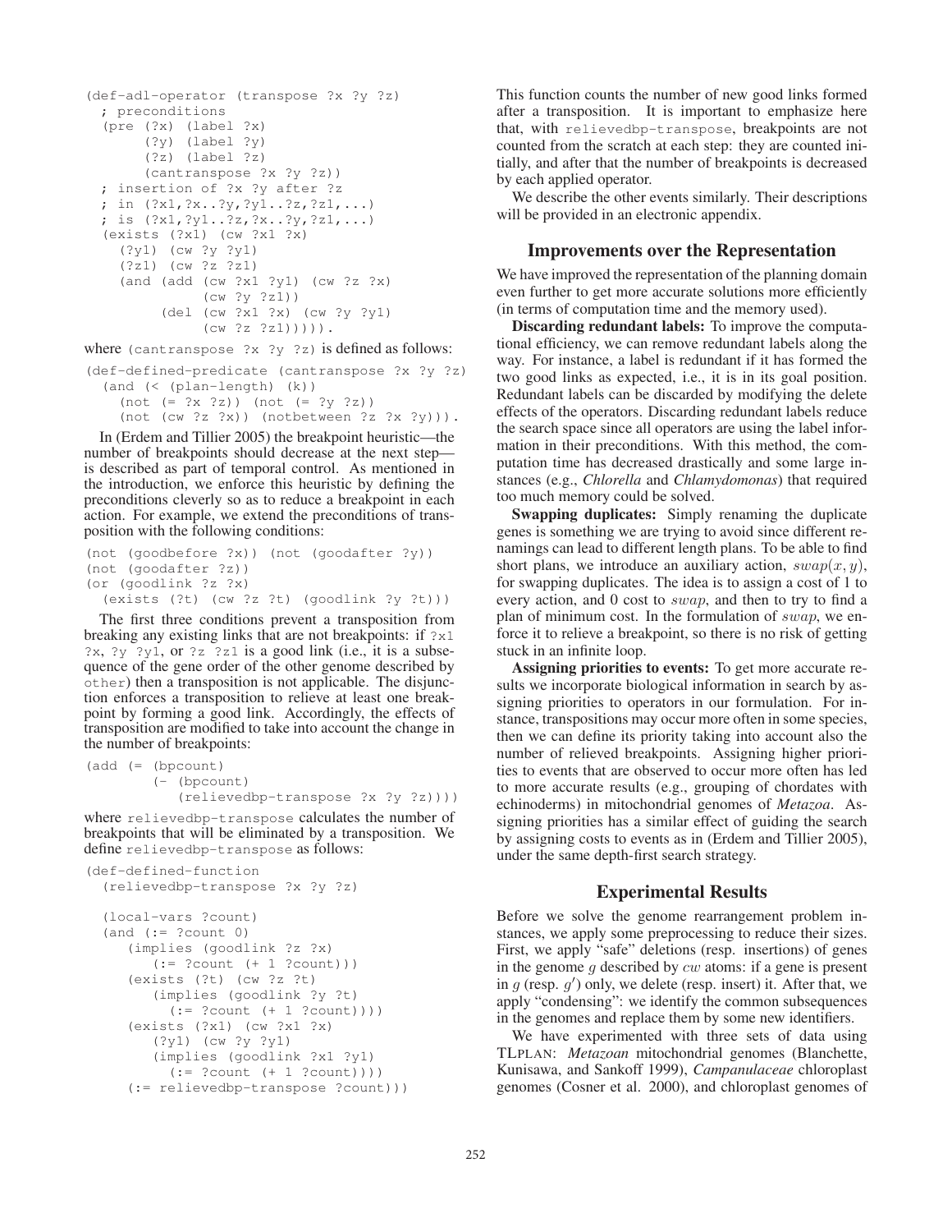```
(def-adl-operator (transpose ?x ?y ?z)
  ; preconditions
  (pre (?x) (label ?x)
       (?y) (label ?y)
       (?z) (label ?z)
       (cantranspose ?x ?y ?z))
  ; insertion of ?x ?y after ?z
  ; in (?x1,?x..?y,?y1..?z,?z1,...)
  ; is (?x1,?y1..?z,?x..?y,?z1,...)
  (exists (?x1) (cw ?x1 ?x)
    (?y1) (cw ?y ?y1)
    (?z1) (cw ?z ?z1)
    (and (add (cw ?x1 ?y1) (cw ?z ?x)
              (cw ?y ?z1))
         (del (cw ?x1 ?x) (cw ?y ?y1)
              (cw ?z ?z1)))))
```

where `(cantranspose ?x ?y ?z)` is defined as follows:

```
(def-defined-predicate (cantranspose ?x ?y ?z)
  (and (< (plan-length) (k))
    (not (= ?x ?z)) (not (= ?y ?z))
    (not (cw ?z ?x)) (notbetween ?z ?x ?y))).
```

In (Erdem and Tillier 2005) the breakpoint heuristic—the number of breakpoints should decrease at the next step—is described as part of temporal control. As mentioned in the introduction, we enforce this heuristic by defining the preconditions cleverly so as to reduce a breakpoint in each action. For example, we extend the preconditions of transposition with the following conditions:

```
(not (goodbefore ?x)) (not (goodafter ?y))
(not (goodafter ?z))
(or (goodlink ?z ?x)
  (exists (?t) (cw ?z ?t) (goodlink ?y ?t)))
```

The first three conditions prevent a transposition from breaking any existing links that are not breakpoints: if `?x1 ?x`, `?y ?y1`, or `?z ?z1` is a good link (i.e., it is a subsequence of the gene order of the other genome described by `other`) then a transposition is not applicable. The disjunction enforces a transposition to relieve at least one breakpoint by forming a good link. Accordingly, the effects of transposition are modified to take into account the change in the number of breakpoints:

```
(add (= (bpcount)
        (- (bpcount)
           (relievedbp-transpose ?x ?y ?z))))
```

where `relievedbp-transpose` calculates the number of breakpoints that will be eliminated by a transposition. We define `relievedbp-transpose` as follows:

```
(def-defined-function
  (relievedbp-transpose ?x ?y ?z)

  (local-vars ?count)
  (and (:= ?count 0)
     (implies (goodlink ?z ?x)
        (:= ?count (+ 1 ?count)))
     (exists (?t) (cw ?z ?t)
        (implies (goodlink ?y ?t)
          (:= ?count (+ 1 ?count))))
     (exists (?x1) (cw ?x1 ?x)
        (?y1) (cw ?y ?y1)
        (implies (goodlink ?x1 ?y1)
          (:= ?count (+ 1 ?count))))
     (:= relievedbp-transpose ?count)))
```

This function counts the number of new good links formed after a transposition. It is important to emphasize here that, with `relievedbp-transpose`, breakpoints are not counted from the scratch at each step: they are counted initially, and after that the number of breakpoints is decreased by each applied operator.

We describe the other events similarly. Their descriptions will be provided in an electronic appendix.

## Improvements over the Representation

We have improved the representation of the planning domain even further to get more accurate solutions more efficiently (in terms of computation time and the memory used).

**Discarding redundant labels:** To improve the computational efficiency, we can remove redundant labels along the way. For instance, a label is redundant if it has formed the two good links as expected, i.e., it is in its goal position. Redundant labels can be discarded by modifying the delete effects of the operators. Discarding redundant labels reduce the search space since all operators are using the label information in their preconditions. With this method, the computation time has decreased drastically and some large instances (e.g., *Chlorella* and *Chlamydomonas*) that required too much memory could be solved.

**Swapping duplicates:** Simply renaming the duplicate genes is something we are trying to avoid since different renamings can lead to different length plans. To be able to find short plans, we introduce an auxiliary action, $swap(x, y)$, for swapping duplicates. The idea is to assign a cost of 1 to every action, and 0 cost to $swap$, and then to try to find a plan of minimum cost. In the formulation of $swap$, we enforce it to relieve a breakpoint, so there is no risk of getting stuck in an infinite loop.

**Assigning priorities to events:** To get more accurate results we incorporate biological information in search by assigning priorities to operators in our formulation. For instance, transpositions may occur more often in some species, then we can define its priority taking into account also the number of relieved breakpoints. Assigning higher priorities to events that are observed to occur more often has led to more accurate results (e.g., grouping of chordates with echinoderms) in mitochondrial genomes of *Metazoa*. Assigning priorities has a similar effect of guiding the search by assigning costs to events as in (Erdem and Tillier 2005), under the same depth-first search strategy.

## Experimental Results

Before we solve the genome rearrangement problem instances, we apply some preprocessing to reduce their sizes. First, we apply "safe" deletions (resp. insertions) of genes in the genome $g$ described by $cw$ atoms: if a gene is present in $g$ (resp. $g'$) only, we delete (resp. insert) it. After that, we apply "condensing": we identify the common subsequences in the genomes and replace them by some new identifiers.

We have experimented with three sets of data using TLPLAN: *Metazoan* mitochondrial genomes (Blanchette, Kunisawa, and Sankoff 1999), *Campanulaceae* chloroplast genomes (Cosner et al. 2000), and chloroplast genomes of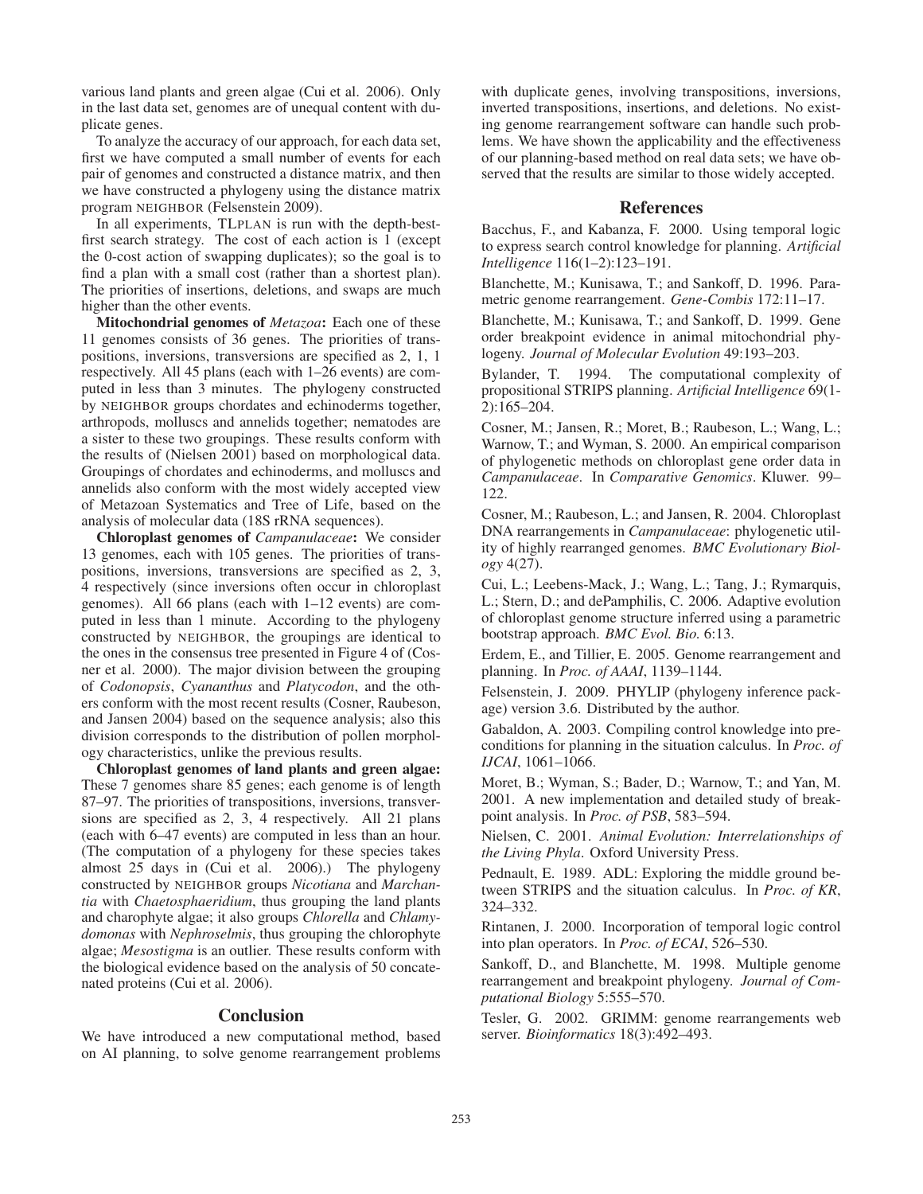various land plants and green algae (Cui et al. 2006). Only in the last data set, genomes are of unequal content with duplicate genes.

To analyze the accuracy of our approach, for each data set, first we have computed a small number of events for each pair of genomes and constructed a distance matrix, and then we have constructed a phylogeny using the distance matrix program NEIGHBOR (Felsenstein 2009).

In all experiments, TLPLAN is run with the depth-best-first search strategy. The cost of each action is 1 (except the 0-cost action of swapping duplicates); so the goal is to find a plan with a small cost (rather than a shortest plan). The priorities of insertions, deletions, and swaps are much higher than the other events.

**Mitochondrial genomes of *Metazoa*:** Each one of these 11 genomes consists of 36 genes. The priorities of transpositions, inversions, transversions are specified as 2, 1, 1 respectively. All 45 plans (each with 1–26 events) are computed in less than 3 minutes. The phylogeny constructed by NEIGHBOR groups chordates and echinoderms together, arthropods, molluscs and annelids together; nematodes are a sister to these two groupings. These results conform with the results of (Nielsen 2001) based on morphological data. Groupings of chordates and echinoderms, and molluscs and annelids also conform with the most widely accepted view of Metazoan Systematics and Tree of Life, based on the analysis of molecular data (18S rRNA sequences).

**Chloroplast genomes of *Campanulaceae*:** We consider 13 genomes, each with 105 genes. The priorities of transpositions, inversions, transversions are specified as 2, 3, 4 respectively (since inversions often occur in chloroplast genomes). All 66 plans (each with 1–12 events) are computed in less than 1 minute. According to the phylogeny constructed by NEIGHBOR, the groupings are identical to the ones in the consensus tree presented in Figure 4 of (Cosner et al. 2000). The major division between the grouping of *Codonopsis*, *Cyananthus* and *Platycodon*, and the others conform with the most recent results (Cosner, Raubeson, and Jansen 2004) based on the sequence analysis; also this division corresponds to the distribution of pollen morphology characteristics, unlike the previous results.

**Chloroplast genomes of land plants and green algae:** These 7 genomes share 85 genes; each genome is of length 87–97. The priorities of transpositions, inversions, transversions are specified as 2, 3, 4 respectively. All 21 plans (each with 6–47 events) are computed in less than an hour. (The computation of a phylogeny for these species takes almost 25 days in (Cui et al. 2006).) The phylogeny constructed by NEIGHBOR groups *Nicotiana* and *Marchantia* with *Chaetosphaeridium*, thus grouping the land plants and charophyte algae; it also groups *Chlorella* and *Chlamydomonas* with *Nephroselmis*, thus grouping the chlorophyte algae; *Mesostigma* is an outlier. These results conform with the biological evidence based on the analysis of 50 concatenated proteins (Cui et al. 2006).

## Conclusion

We have introduced a new computational method, based on AI planning, to solve genome rearrangement problems with duplicate genes, involving transpositions, inversions, inverted transpositions, insertions, and deletions. No existing genome rearrangement software can handle such problems. We have shown the applicability and the effectiveness of our planning-based method on real data sets; we have observed that the results are similar to those widely accepted.

## References

Bacchus, F., and Kabanza, F. 2000. Using temporal logic to express search control knowledge for planning. *Artificial Intelligence* 116(1–2):123–191.

Blanchette, M.; Kunisawa, T.; and Sankoff, D. 1996. Parametric genome rearrangement. *Gene-Combis* 172:11–17.

Blanchette, M.; Kunisawa, T.; and Sankoff, D. 1999. Gene order breakpoint evidence in animal mitochondrial phylogeny. *Journal of Molecular Evolution* 49:193–203.

Bylander, T. 1994. The computational complexity of propositional STRIPS planning. *Artificial Intelligence* 69(1-2):165–204.

Cosner, M.; Jansen, R.; Moret, B.; Raubeson, L.; Wang, L.; Warnow, T.; and Wyman, S. 2000. An empirical comparison of phylogenetic methods on chloroplast gene order data in *Campanulaceae*. In *Comparative Genomics*. Kluwer. 99–122.

Cosner, M.; Raubeson, L.; and Jansen, R. 2004. Chloroplast DNA rearrangements in *Campanulaceae*: phylogenetic utility of highly rearranged genomes. *BMC Evolutionary Biology* 4(27).

Cui, L.; Leebens-Mack, J.; Wang, L.; Tang, J.; Rymarquis, L.; Stern, D.; and dePamphilis, C. 2006. Adaptive evolution of chloroplast genome structure inferred using a parametric bootstrap approach. *BMC Evol. Bio.* 6:13.

Erdem, E., and Tillier, E. 2005. Genome rearrangement and planning. In *Proc. of AAAI*, 1139–1144.

Felsenstein, J. 2009. PHYLIP (phylogeny inference package) version 3.6. Distributed by the author.

Gabaldon, A. 2003. Compiling control knowledge into preconditions for planning in the situation calculus. In *Proc. of IJCAI*, 1061–1066.

Moret, B.; Wyman, S.; Bader, D.; Warnow, T.; and Yan, M. 2001. A new implementation and detailed study of breakpoint analysis. In *Proc. of PSB*, 583–594.

Nielsen, C. 2001. *Animal Evolution: Interrelationships of the Living Phyla*. Oxford University Press.

Pednault, E. 1989. ADL: Exploring the middle ground between STRIPS and the situation calculus. In *Proc. of KR*, 324–332.

Rintanen, J. 2000. Incorporation of temporal logic control into plan operators. In *Proc. of ECAI*, 526–530.

Sankoff, D., and Blanchette, M. 1998. Multiple genome rearrangement and breakpoint phylogeny. *Journal of Computational Biology* 5:555–570.

Tesler, G. 2002. GRIMM: genome rearrangements web server. *Bioinformatics* 18(3):492–493.